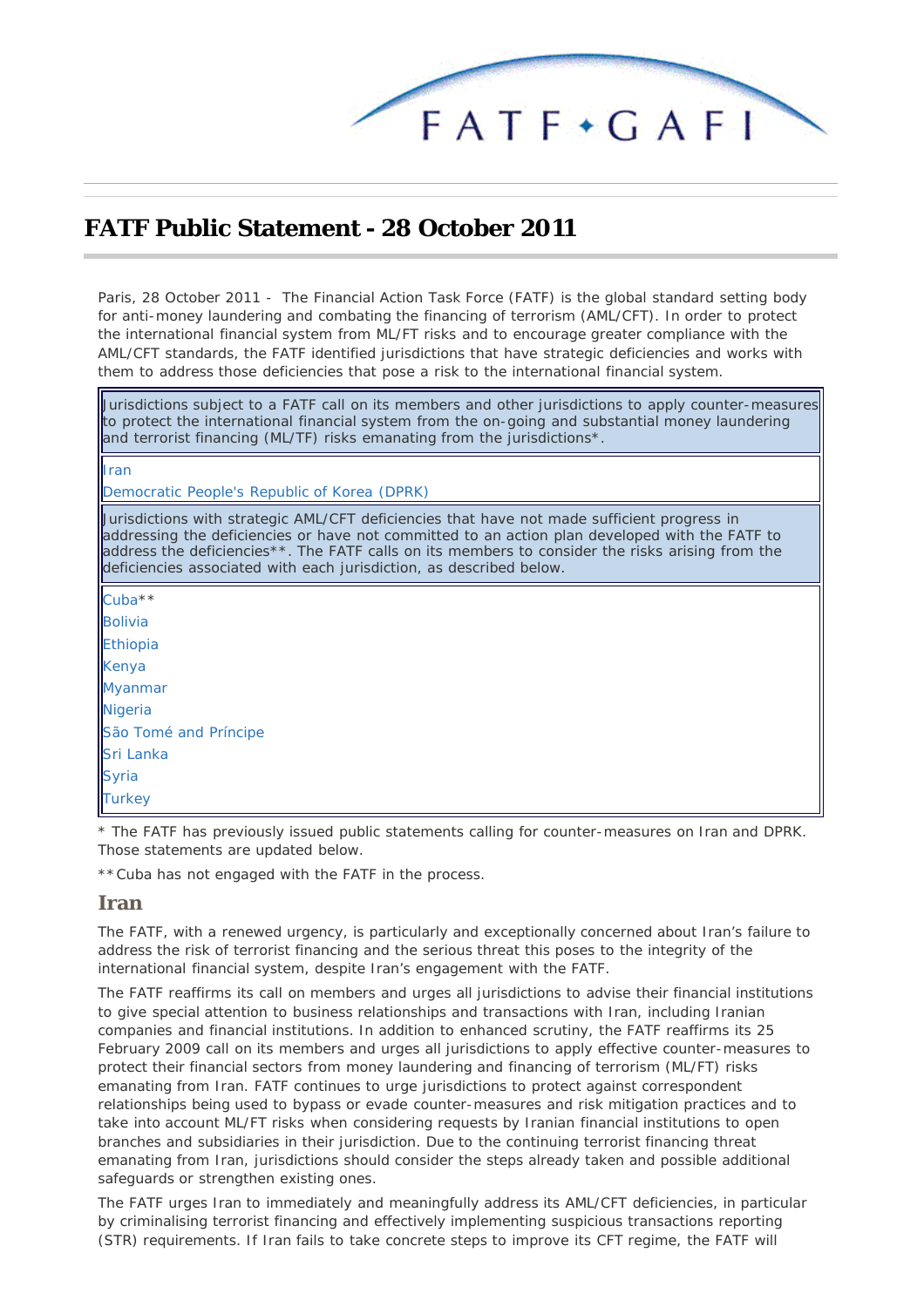# FATF Public Statement - 28 October 2011

Paris, 28 October 2011 - The Financial Action Task Force (FATF) is the global standard setting body for anti-money laundering and combating the financing of terrorism (AML/CFT). In order to protect the international financial system from ML/FT risks and to encourage greater compliance with the AML/CFT standards, the FATF identified jurisdictions that have strategic deficiencies and works with them to address those deficiencies that pose a risk to the international financial system.

| Jurisdictions subject to a FATF call on its members and other jurisdictions to apply counter-measures to protect the international financial system from the on-going and substantial money laundering and terrorist financing (ML/TF) risks emanating from the jurisdictions*. |
|---|
| Iran<br>Democratic People's Republic of Korea (DPRK) |
| Jurisdictions with strategic AML/CFT deficiencies that have not made sufficient progress in addressing the deficiencies or have not committed to an action plan developed with the FATF to address the deficiencies**. The FATF calls on its members to consider the risks arising from the deficiencies associated with each jurisdiction, as described below. |
| Cuba**<br>Bolivia<br>Ethiopia<br>Kenya<br>Myanmar<br>Nigeria<br>São Tomé and Príncipe<br>Sri Lanka<br>Syria<br>Turkey |

\* The FATF has previously issued public statements calling for counter-measures on Iran and DPRK. Those statements are updated below.

** Cuba has not engaged with the FATF in the process.

## Iran

The FATF, with a renewed urgency, is particularly and exceptionally concerned about Iran's failure to address the risk of terrorist financing and the serious threat this poses to the integrity of the international financial system, despite Iran's engagement with the FATF.

The FATF reaffirms its call on members and urges all jurisdictions to advise their financial institutions to give special attention to business relationships and transactions with Iran, including Iranian companies and financial institutions. In addition to enhanced scrutiny, the FATF reaffirms its 25 February 2009 call on its members and urges all jurisdictions to apply effective counter-measures to protect their financial sectors from money laundering and financing of terrorism (ML/FT) risks emanating from Iran. FATF continues to urge jurisdictions to protect against correspondent relationships being used to bypass or evade counter-measures and risk mitigation practices and to take into account ML/FT risks when considering requests by Iranian financial institutions to open branches and subsidiaries in their jurisdiction. Due to the continuing terrorist financing threat emanating from Iran, jurisdictions should consider the steps already taken and possible additional safeguards or strengthen existing ones.

The FATF urges Iran to immediately and meaningfully address its AML/CFT deficiencies, in particular by criminalising terrorist financing and effectively implementing suspicious transactions reporting (STR) requirements. If Iran fails to take concrete steps to improve its CFT regime, the FATF will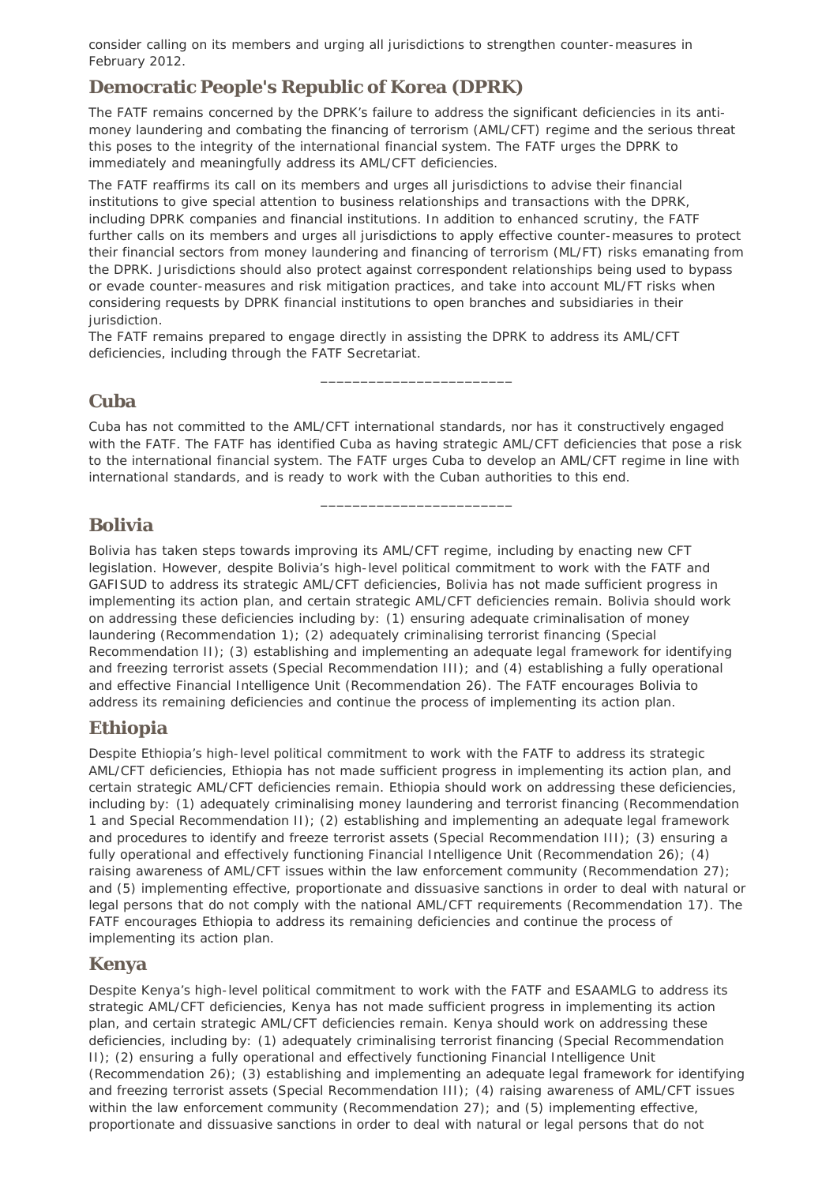consider calling on its members and urging all jurisdictions to strengthen counter-measures in February 2012.

## Democratic People's Republic of Korea (DPRK)

The FATF remains concerned by the DPRK's failure to address the significant deficiencies in its anti-money laundering and combating the financing of terrorism (AML/CFT) regime and the serious threat this poses to the integrity of the international financial system. The FATF urges the DPRK to immediately and meaningfully address its AML/CFT deficiencies.

The FATF reaffirms its call on its members and urges all jurisdictions to advise their financial institutions to give special attention to business relationships and transactions with the DPRK, including DPRK companies and financial institutions. In addition to enhanced scrutiny, the FATF further calls on its members and urges all jurisdictions to apply effective counter-measures to protect their financial sectors from money laundering and financing of terrorism (ML/FT) risks emanating from the DPRK. Jurisdictions should also protect against correspondent relationships being used to bypass or evade counter-measures and risk mitigation practices, and take into account ML/FT risks when considering requests by DPRK financial institutions to open branches and subsidiaries in their jurisdiction.

The FATF remains prepared to engage directly in assisting the DPRK to address its AML/CFT deficiencies, including through the FATF Secretariat.

________________________

## Cuba

Cuba has not committed to the AML/CFT international standards, nor has it constructively engaged with the FATF. The FATF has identified Cuba as having strategic AML/CFT deficiencies that pose a risk to the international financial system. The FATF urges Cuba to develop an AML/CFT regime in line with international standards, and is ready to work with the Cuban authorities to this end.

________________________

## Bolivia

Bolivia has taken steps towards improving its AML/CFT regime, including by enacting new CFT legislation. However, despite Bolivia's high-level political commitment to work with the FATF and GAFISUD to address its strategic AML/CFT deficiencies, Bolivia has not made sufficient progress in implementing its action plan, and certain strategic AML/CFT deficiencies remain. Bolivia should work on addressing these deficiencies including by: (1) ensuring adequate criminalisation of money laundering (Recommendation 1); (2) adequately criminalising terrorist financing (Special Recommendation II); (3) establishing and implementing an adequate legal framework for identifying and freezing terrorist assets (Special Recommendation III); and (4) establishing a fully operational and effective Financial Intelligence Unit (Recommendation 26). The FATF encourages Bolivia to address its remaining deficiencies and continue the process of implementing its action plan.

## Ethiopia

Despite Ethiopia's high-level political commitment to work with the FATF to address its strategic AML/CFT deficiencies, Ethiopia has not made sufficient progress in implementing its action plan, and certain strategic AML/CFT deficiencies remain. Ethiopia should work on addressing these deficiencies, including by: (1) adequately criminalising money laundering and terrorist financing (Recommendation 1 and Special Recommendation II); (2) establishing and implementing an adequate legal framework and procedures to identify and freeze terrorist assets (Special Recommendation III); (3) ensuring a fully operational and effectively functioning Financial Intelligence Unit (Recommendation 26); (4) raising awareness of AML/CFT issues within the law enforcement community (Recommendation 27); and (5) implementing effective, proportionate and dissuasive sanctions in order to deal with natural or legal persons that do not comply with the national AML/CFT requirements (Recommendation 17). The FATF encourages Ethiopia to address its remaining deficiencies and continue the process of implementing its action plan.

## Kenya

Despite Kenya's high-level political commitment to work with the FATF and ESAAMLG to address its strategic AML/CFT deficiencies, Kenya has not made sufficient progress in implementing its action plan, and certain strategic AML/CFT deficiencies remain. Kenya should work on addressing these deficiencies, including by: (1) adequately criminalising terrorist financing (Special Recommendation II); (2) ensuring a fully operational and effectively functioning Financial Intelligence Unit (Recommendation 26); (3) establishing and implementing an adequate legal framework for identifying and freezing terrorist assets (Special Recommendation III); (4) raising awareness of AML/CFT issues within the law enforcement community (Recommendation 27); and (5) implementing effective, proportionate and dissuasive sanctions in order to deal with natural or legal persons that do not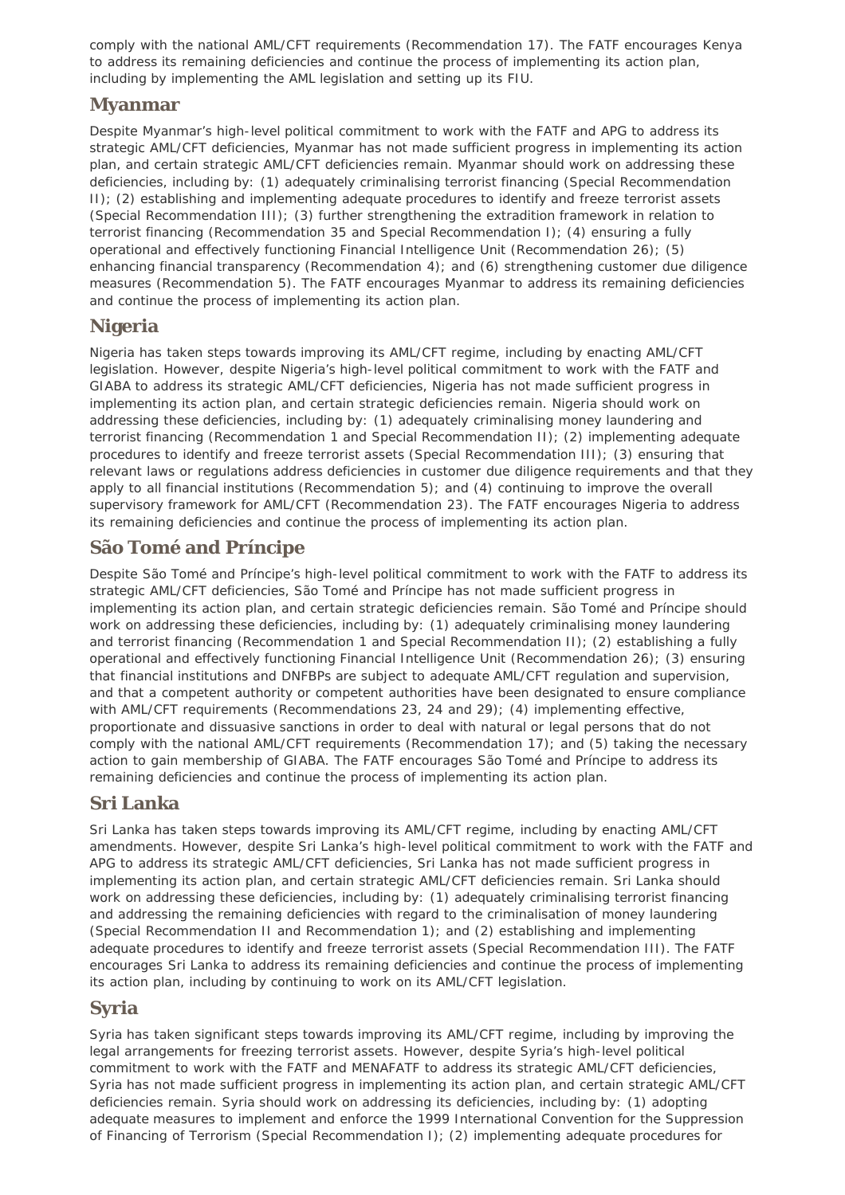comply with the national AML/CFT requirements (Recommendation 17). The FATF encourages Kenya to address its remaining deficiencies and continue the process of implementing its action plan, including by implementing the AML legislation and setting up its FIU.

## Myanmar

Despite Myanmar's high-level political commitment to work with the FATF and APG to address its strategic AML/CFT deficiencies, Myanmar has not made sufficient progress in implementing its action plan, and certain strategic AML/CFT deficiencies remain. Myanmar should work on addressing these deficiencies, including by: (1) adequately criminalising terrorist financing (Special Recommendation II); (2) establishing and implementing adequate procedures to identify and freeze terrorist assets (Special Recommendation III); (3) further strengthening the extradition framework in relation to terrorist financing (Recommendation 35 and Special Recommendation I); (4) ensuring a fully operational and effectively functioning Financial Intelligence Unit (Recommendation 26); (5) enhancing financial transparency (Recommendation 4); and (6) strengthening customer due diligence measures (Recommendation 5). The FATF encourages Myanmar to address its remaining deficiencies and continue the process of implementing its action plan.

## Nigeria

Nigeria has taken steps towards improving its AML/CFT regime, including by enacting AML/CFT legislation. However, despite Nigeria's high-level political commitment to work with the FATF and GIABA to address its strategic AML/CFT deficiencies, Nigeria has not made sufficient progress in implementing its action plan, and certain strategic deficiencies remain. Nigeria should work on addressing these deficiencies, including by: (1) adequately criminalising money laundering and terrorist financing (Recommendation 1 and Special Recommendation II); (2) implementing adequate procedures to identify and freeze terrorist assets (Special Recommendation III); (3) ensuring that relevant laws or regulations address deficiencies in customer due diligence requirements and that they apply to all financial institutions (Recommendation 5); and (4) continuing to improve the overall supervisory framework for AML/CFT (Recommendation 23). The FATF encourages Nigeria to address its remaining deficiencies and continue the process of implementing its action plan.

## São Tomé and Príncipe

Despite São Tomé and Príncipe's high-level political commitment to work with the FATF to address its strategic AML/CFT deficiencies, São Tomé and Príncipe has not made sufficient progress in implementing its action plan, and certain strategic deficiencies remain. São Tomé and Príncipe should work on addressing these deficiencies, including by: (1) adequately criminalising money laundering and terrorist financing (Recommendation 1 and Special Recommendation II); (2) establishing a fully operational and effectively functioning Financial Intelligence Unit (Recommendation 26); (3) ensuring that financial institutions and DNFBPs are subject to adequate AML/CFT regulation and supervision, and that a competent authority or competent authorities have been designated to ensure compliance with AML/CFT requirements (Recommendations 23, 24 and 29); (4) implementing effective, proportionate and dissuasive sanctions in order to deal with natural or legal persons that do not comply with the national AML/CFT requirements (Recommendation 17); and (5) taking the necessary action to gain membership of GIABA. The FATF encourages São Tomé and Príncipe to address its remaining deficiencies and continue the process of implementing its action plan.

## Sri Lanka

Sri Lanka has taken steps towards improving its AML/CFT regime, including by enacting AML/CFT amendments. However, despite Sri Lanka's high-level political commitment to work with the FATF and APG to address its strategic AML/CFT deficiencies, Sri Lanka has not made sufficient progress in implementing its action plan, and certain strategic AML/CFT deficiencies remain. Sri Lanka should work on addressing these deficiencies, including by: (1) adequately criminalising terrorist financing and addressing the remaining deficiencies with regard to the criminalisation of money laundering (Special Recommendation II and Recommendation 1); and (2) establishing and implementing adequate procedures to identify and freeze terrorist assets (Special Recommendation III). The FATF encourages Sri Lanka to address its remaining deficiencies and continue the process of implementing its action plan, including by continuing to work on its AML/CFT legislation.

## Syria

Syria has taken significant steps towards improving its AML/CFT regime, including by improving the legal arrangements for freezing terrorist assets. However, despite Syria's high-level political commitment to work with the FATF and MENAFATF to address its strategic AML/CFT deficiencies, Syria has not made sufficient progress in implementing its action plan, and certain strategic AML/CFT deficiencies remain. Syria should work on addressing its deficiencies, including by: (1) adopting adequate measures to implement and enforce the 1999 International Convention for the Suppression of Financing of Terrorism (Special Recommendation I); (2) implementing adequate procedures for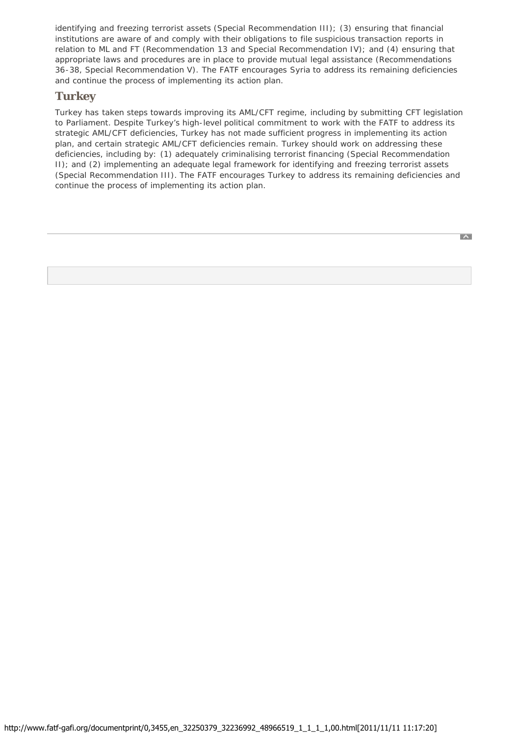identifying and freezing terrorist assets (Special Recommendation III); (3) ensuring that financial institutions are aware of and comply with their obligations to file suspicious transaction reports in relation to ML and FT (Recommendation 13 and Special Recommendation IV); and (4) ensuring that appropriate laws and procedures are in place to provide mutual legal assistance (Recommendations 36-38, Special Recommendation V). The FATF encourages Syria to address its remaining deficiencies and continue the process of implementing its action plan.

## Turkey

Turkey has taken steps towards improving its AML/CFT regime, including by submitting CFT legislation to Parliament. Despite Turkey's high-level political commitment to work with the FATF to address its strategic AML/CFT deficiencies, Turkey has not made sufficient progress in implementing its action plan, and certain strategic AML/CFT deficiencies remain. Turkey should work on addressing these deficiencies, including by: (1) adequately criminalising terrorist financing (Special Recommendation II); and (2) implementing an adequate legal framework for identifying and freezing terrorist assets (Special Recommendation III). The FATF encourages Turkey to address its remaining deficiencies and continue the process of implementing its action plan.